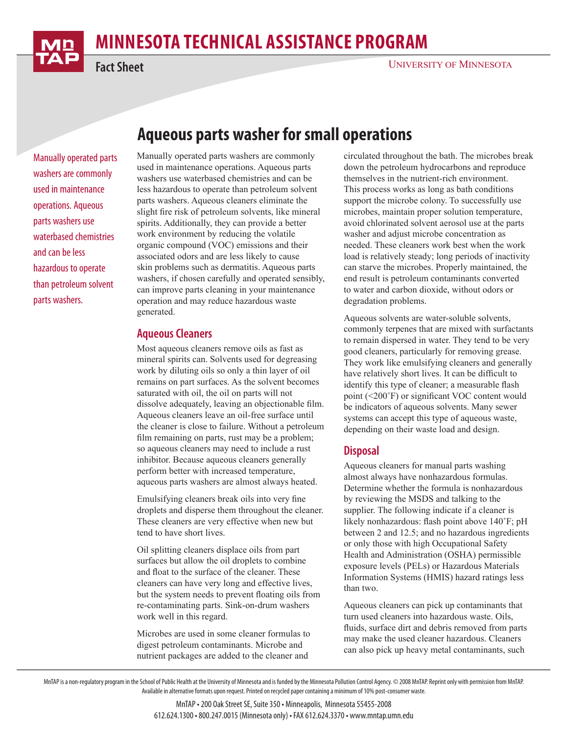# MINNESOTA TECHNICAL ASSISTANCE PROGRAM

**Fact Sheet**

UNIVERSITY OF MINNESOTA

## Aqueous parts washer for small operations

Manually operated parts washers are commonly used in maintenance operations. Aqueous parts washers use waterbased chemistries and can be less hazardous to operate than petroleum solvent parts washers.

Manually operated parts washers are commonly used in maintenance operations. Aqueous parts washers use waterbased chemistries and can be less hazardous to operate than petroleum solvent parts washers. Aqueous cleaners eliminate the slight fire risk of petroleum solvents, like mineral spirits. Additionally, they can provide a better work environment by reducing the volatile organic compound (VOC) emissions and their associated odors and are less likely to cause skin problems such as dermatitis. Aqueous parts washers, if chosen carefully and operated sensibly, can improve parts cleaning in your maintenance operation and may reduce hazardous waste generated.

### Aqueous Cleaners

Most aqueous cleaners remove oils as fast as mineral spirits can. Solvents used for degreasing work by diluting oils so only a thin layer of oil remains on part surfaces. As the solvent becomes saturated with oil, the oil on parts will not dissolve adequately, leaving an objectionable film. Aqueous cleaners leave an oil-free surface until the cleaner is close to failure. Without a petroleum film remaining on parts, rust may be a problem; so aqueous cleaners may need to include a rust inhibitor. Because aqueous cleaners generally perform better with increased temperature, aqueous parts washers are almost always heated.

Emulsifying cleaners break oils into very fine droplets and disperse them throughout the cleaner. These cleaners are very effective when new but tend to have short lives.

Oil splitting cleaners displace oils from part surfaces but allow the oil droplets to combine and float to the surface of the cleaner. These cleaners can have very long and effective lives, but the system needs to prevent floating oils from re-contaminating parts. Sink-on-drum washers work well in this regard.

Microbes are used in some cleaner formulas to digest petroleum contaminants. Microbe and nutrient packages are added to the cleaner and circulated throughout the bath. The microbes break down the petroleum hydrocarbons and reproduce themselves in the nutrient-rich environment. This process works as long as bath conditions support the microbe colony. To successfully use microbes, maintain proper solution temperature, avoid chlorinated solvent aerosol use at the parts washer and adjust microbe concentration as needed. These cleaners work best when the work load is relatively steady; long periods of inactivity can starve the microbes. Properly maintained, the end result is petroleum contaminants converted to water and carbon dioxide, without odors or degradation problems.

Aqueous solvents are water-soluble solvents, commonly terpenes that are mixed with surfactants to remain dispersed in water. They tend to be very good cleaners, particularly for removing grease. They work like emulsifying cleaners and generally have relatively short lives. It can be difficult to identify this type of cleaner; a measurable flash point (<200˚F) or significant VOC content would be indicators of aqueous solvents. Many sewer systems can accept this type of aqueous waste, depending on their waste load and design.

### Disposal

Aqueous cleaners for manual parts washing almost always have nonhazardous formulas. Determine whether the formula is nonhazardous by reviewing the MSDS and talking to the supplier. The following indicate if a cleaner is likely nonhazardous: flash point above 140˚F; pH between 2 and 12.5; and no hazardous ingredients or only those with high Occupational Safety Health and Administration (OSHA) permissible exposure levels (PELs) or Hazardous Materials Information Systems (HMIS) hazard ratings less than two.

Aqueous cleaners can pick up contaminants that turn used cleaners into hazardous waste. Oils, fluids, surface dirt and debris removed from parts may make the used cleaner hazardous. Cleaners can also pick up heavy metal contaminants, such

MnTAP is a non-regulatory program in the School of Public Health at the University of Minnesota and is funded by the Minnesota Pollution Control Agency. © 2008 MnTAP. Reprint only with permission from MnTAP. Available in alternative formats upon request. Printed on recycled paper containing a minimum of 10% post-consumer waste.

MnTAP • 200 Oak Street SE, Suite 350 • Minneapolis, Minnesota 55455-2008
612.624.1300 • 800.247.0015 (Minnesota only) • FAX 612.624.3370 • www.mntap.umn.edu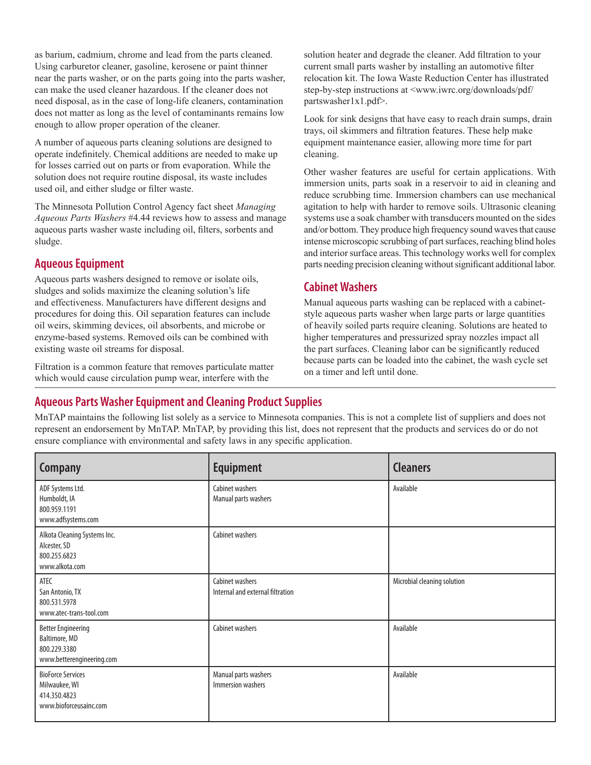as barium, cadmium, chrome and lead from the parts cleaned. Using carburetor cleaner, gasoline, kerosene or paint thinner near the parts washer, or on the parts going into the parts washer, can make the used cleaner hazardous. If the cleaner does not need disposal, as in the case of long-life cleaners, contamination does not matter as long as the level of contaminants remains low enough to allow proper operation of the cleaner.

A number of aqueous parts cleaning solutions are designed to operate indefinitely. Chemical additions are needed to make up for losses carried out on parts or from evaporation. While the solution does not require routine disposal, its waste includes used oil, and either sludge or filter waste.

The Minnesota Pollution Control Agency fact sheet *Managing Aqueous Parts Washers* #4.44 reviews how to assess and manage aqueous parts washer waste including oil, filters, sorbents and sludge.

## Aqueous Equipment

Aqueous parts washers designed to remove or isolate oils, sludges and solids maximize the cleaning solution's life and effectiveness. Manufacturers have different designs and procedures for doing this. Oil separation features can include oil weirs, skimming devices, oil absorbents, and microbe or enzyme-based systems. Removed oils can be combined with existing waste oil streams for disposal.

Filtration is a common feature that removes particulate matter which would cause circulation pump wear, interfere with the solution heater and degrade the cleaner. Add filtration to your current small parts washer by installing an automotive filter relocation kit. The Iowa Waste Reduction Center has illustrated step-by-step instructions at <www.iwrc.org/downloads/pdf/partswasher1x1.pdf>.

Look for sink designs that have easy to reach drain sumps, drain trays, oil skimmers and filtration features. These help make equipment maintenance easier, allowing more time for part cleaning.

Other washer features are useful for certain applications. With immersion units, parts soak in a reservoir to aid in cleaning and reduce scrubbing time. Immersion chambers can use mechanical agitation to help with harder to remove soils. Ultrasonic cleaning systems use a soak chamber with transducers mounted on the sides and/or bottom. They produce high frequency sound waves that cause intense microscopic scrubbing of part surfaces, reaching blind holes and interior surface areas. This technology works well for complex parts needing precision cleaning without significant additional labor.

## Cabinet Washers

Manual aqueous parts washing can be replaced with a cabinet-style aqueous parts washer when large parts or large quantities of heavily soiled parts require cleaning. Solutions are heated to higher temperatures and pressurized spray nozzles impact all the part surfaces. Cleaning labor can be significantly reduced because parts can be loaded into the cabinet, the wash cycle set on a timer and left until done.

## Aqueous Parts Washer Equipment and Cleaning Product Supplies

MnTAP maintains the following list solely as a service to Minnesota companies. This is not a complete list of suppliers and does not represent an endorsement by MnTAP. MnTAP, by providing this list, does not represent that the products and services do or do not ensure compliance with environmental and safety laws in any specific application.

| Company | Equipment | Cleaners |
|---|---|---|
| ADF Systems Ltd.<br>Humboldt, IA<br>800.959.1191<br>www.adfsystems.com | Cabinet washers<br>Manual parts washers | Available |
| Alkota Cleaning Systems Inc.<br>Alcester, SD<br>800.255.6823<br>www.alkota.com | Cabinet washers | |
| ATEC<br>San Antonio, TX<br>800.531.5978<br>www.atec-trans-tool.com | Cabinet washers<br>Internal and external filtration | Microbial cleaning solution |
| Better Engineering<br>Baltimore, MD<br>800.229.3380<br>www.betterengineering.com | Cabinet washers | Available |
| BioForce Services<br>Milwaukee, WI<br>414.350.4823<br>www.bioforceusainc.com | Manual parts washers<br>Immersion washers | Available |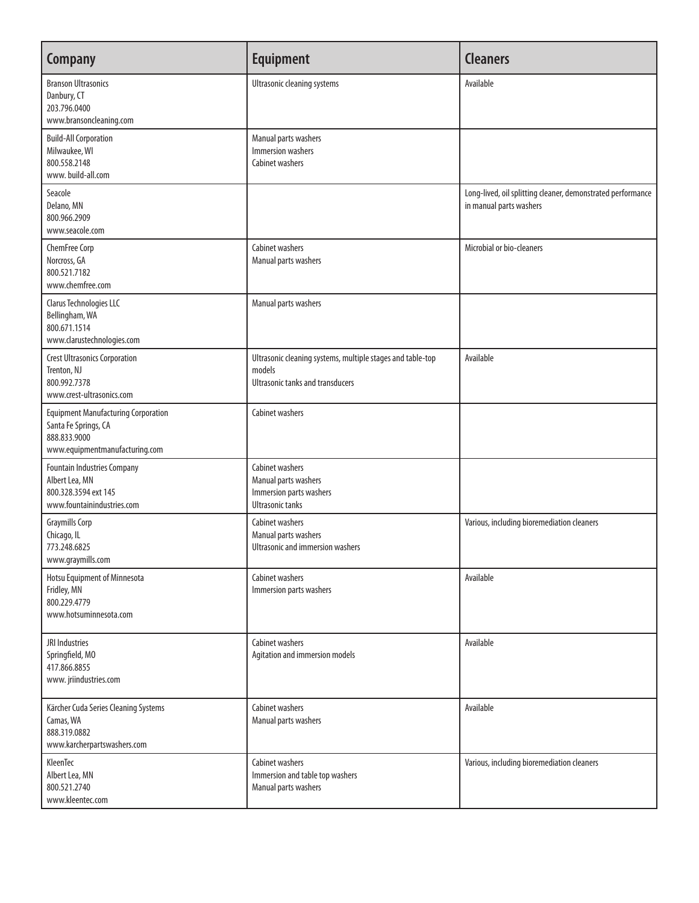| Company | Equipment | Cleaners |
|---|---|---|
| Branson Ultrasonics<br>Danbury, CT<br>203.796.0400<br>www.bransoncleaning.com | Ultrasonic cleaning systems | Available |
| Build-All Corporation<br>Milwaukee, WI<br>800.558.2148<br>www. build-all.com | Manual parts washers<br>Immersion washers<br>Cabinet washers | |
| Seacole<br>Delano, MN<br>800.966.2909<br>www.seacole.com | | Long-lived, oil splitting cleaner, demonstrated performance in manual parts washers |
| ChemFree Corp<br>Norcross, GA<br>800.521.7182<br>www.chemfree.com | Cabinet washers<br>Manual parts washers | Microbial or bio-cleaners |
| Clarus Technologies LLC<br>Bellingham, WA<br>800.671.1514<br>www.clarustechnologies.com | Manual parts washers | |
| Crest Ultrasonics Corporation<br>Trenton, NJ<br>800.992.7378<br>www.crest-ultrasonics.com | Ultrasonic cleaning systems, multiple stages and table-top models<br>Ultrasonic tanks and transducers | Available |
| Equipment Manufacturing Corporation<br>Santa Fe Springs, CA<br>888.833.9000<br>www.equipmentmanufacturing.com | Cabinet washers | |
| Fountain Industries Company<br>Albert Lea, MN<br>800.328.3594 ext 145<br>www.fountainindustries.com | Cabinet washers<br>Manual parts washers<br>Immersion parts washers<br>Ultrasonic tanks | |
| Graymills Corp<br>Chicago, IL<br>773.248.6825<br>www.graymills.com | Cabinet washers<br>Manual parts washers<br>Ultrasonic and immersion washers | Various, including bioremediation cleaners |
| Hotsu Equipment of Minnesota<br>Fridley, MN<br>800.229.4779<br>www.hotsuminnesota.com | Cabinet washers<br>Immersion parts washers | Available |
| JRI Industries<br>Springfield, MO<br>417.866.8855<br>www. jriindustries.com | Cabinet washers<br>Agitation and immersion models | Available |
| Kärcher Cuda Series Cleaning Systems<br>Camas, WA<br>888.319.0882<br>www.karcherpartswashers.com | Cabinet washers<br>Manual parts washers | Available |
| KleenTec<br>Albert Lea, MN<br>800.521.2740<br>www.kleentec.com | Cabinet washers<br>Immersion and table top washers<br>Manual parts washers | Various, including bioremediation cleaners |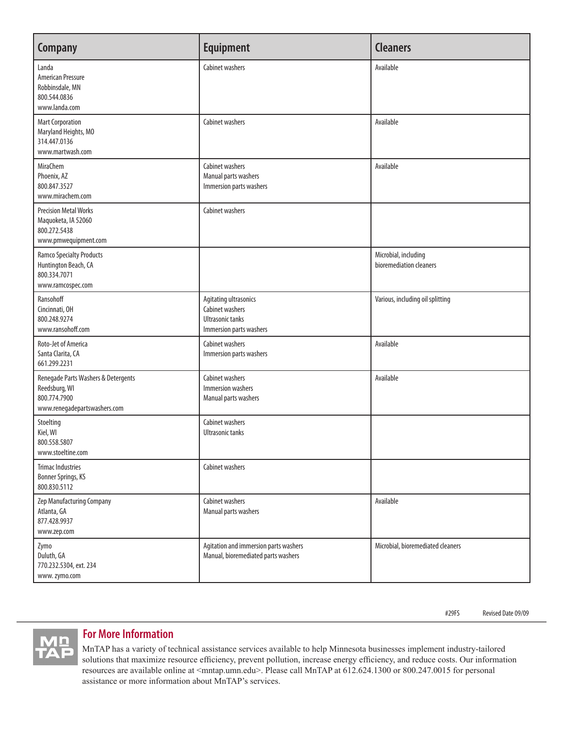| Company | Equipment | Cleaners |
|---|---|---|
| Landa<br>American Pressure<br>Robbinsdale, MN<br>800.544.0836<br>www.landa.com | Cabinet washers | Available |
| Mart Corporation<br>Maryland Heights, MO<br>314.447.0136<br>www.martwash.com | Cabinet washers | Available |
| MiraChem<br>Phoenix, AZ<br>800.847.3527<br>www.mirachem.com | Cabinet washers<br>Manual parts washers<br>Immersion parts washers | Available |
| Precision Metal Works<br>Maquoketa, IA 52060<br>800.272.5438<br>www.pmwequipment.com | Cabinet washers | |
| Ramco Specialty Products<br>Huntington Beach, CA<br>800.334.7071<br>www.ramcospec.com | | Microbial, including bioremediation cleaners |
| Ransohoff<br>Cincinnati, OH<br>800.248.9274<br>www.ransohoff.com | Agitating ultrasonics<br>Cabinet washers<br>Ultrasonic tanks<br>Immersion parts washers | Various, including oil splitting |
| Roto-Jet of America<br>Santa Clarita, CA<br>661.299.2231 | Cabinet washers<br>Immersion parts washers | Available |
| Renegade Parts Washers & Detergents<br>Reedsburg, WI<br>800.774.7900<br>www.renegadepartswashers.com | Cabinet washers<br>Immersion washers<br>Manual parts washers | Available |
| Stoelting<br>Kiel, WI<br>800.558.5807<br>www.stoeltine.com | Cabinet washers<br>Ultrasonic tanks | |
| Trimac Industries<br>Bonner Springs, KS<br>800.830.5112 | Cabinet washers | |
| Zep Manufacturing Company<br>Atlanta, GA<br>877.428.9937<br>www.zep.com | Cabinet washers<br>Manual parts washers | Available |
| Zymo<br>Duluth, GA<br>770.232.5304, ext. 234<br>www. zymo.com | Agitation and immersion parts washers<br>Manual, bioremediated parts washers | Microbial, bioremediated cleaners |

#29FS Revised Date 09/09

## For More Information

MnTAP has a variety of technical assistance services available to help Minnesota businesses implement industry-tailored solutions that maximize resource efficiency, prevent pollution, increase energy efficiency, and reduce costs. Our information resources are available online at <mntap.umn.edu>. Please call MnTAP at 612.624.1300 or 800.247.0015 for personal assistance or more information about MnTAP's services.